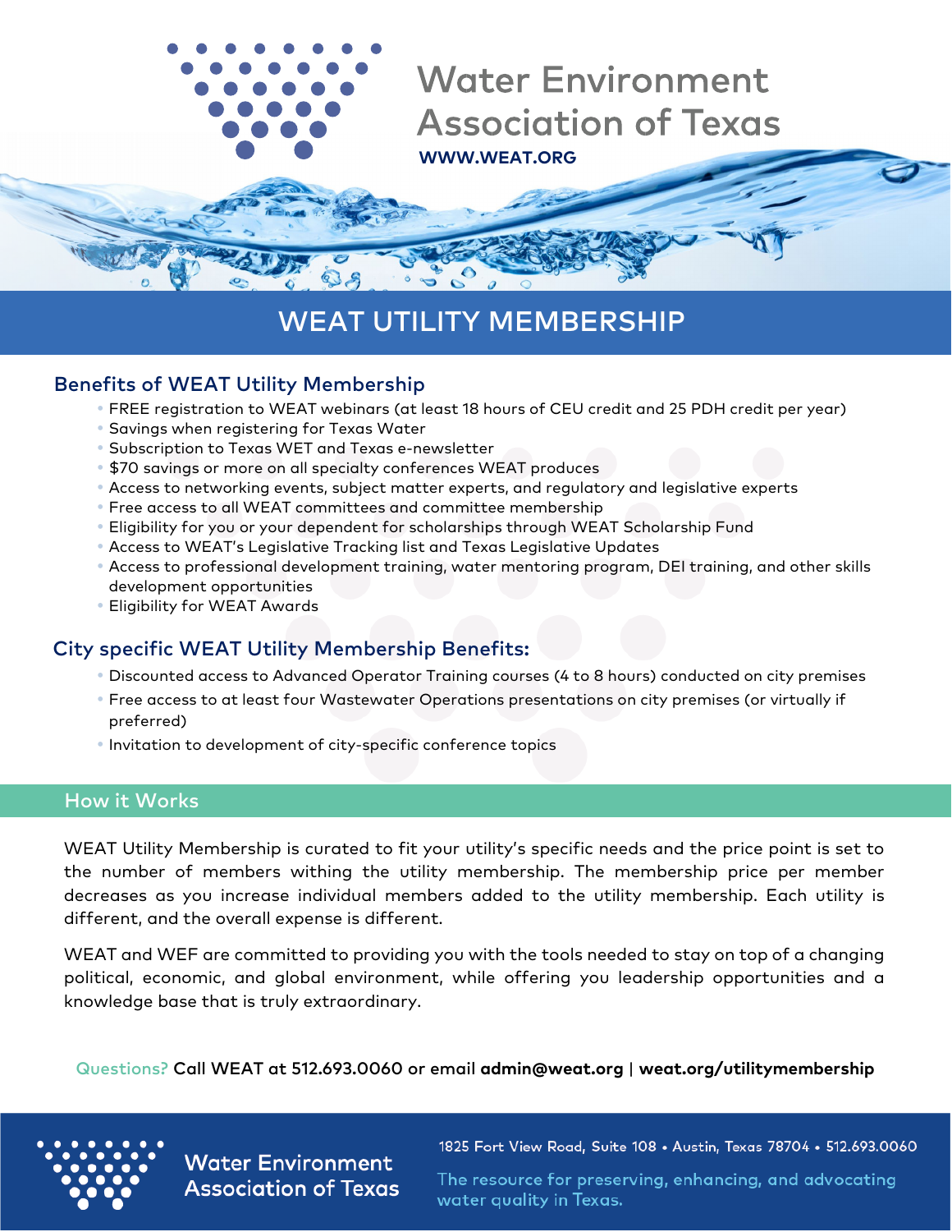# Water Environment Association of Texas

**WWW.WEAT.ORG**

## WEAT UTILITY MEMBERSHIP

### Benefits of WEAT Utility Membership

- FREE registration to WEAT webinars (at least 18 hours of CEU credit and 25 PDH credit per year)
- Savings when registering for Texas Water
- Subscription to Texas WET and Texas e-newsletter
- $70 savings or more on all specialty conferences WEAT produces
- Access to networking events, subject matter experts, and regulatory and legislative experts
- Free access to all WEAT committees and committee membership
- Eligibility for you or your dependent for scholarships through WEAT Scholarship Fund
- Access to WEAT's Legislative Tracking list and Texas Legislative Updates
- Access to professional development training, water mentoring program, DEI training, and other skills development opportunities
- Eligibility for WEAT Awards

### City specific WEAT Utility Membership Benefits:

- Discounted access to Advanced Operator Training courses (4 to 8 hours) conducted on city premises
- Free access to at least four Wastewater Operations presentations on city premises (or virtually if preferred)
- Invitation to development of city-specific conference topics

### How it Works

WEAT Utility Membership is curated to fit your utility's specific needs and the price point is set to the number of members withing the utility membership. The membership price per member decreases as you increase individual members added to the utility membership. Each utility is different, and the overall expense is different.

WEAT and WEF are committed to providing you with the tools needed to stay on top of a changing political, economic, and global environment, while offering you leadership opportunities and a knowledge base that is truly extraordinary.

Questions? **Call WEAT at 512.693.0060 or email admin@weat.org | weat.org/utilitymembership**

Water Environment Association of Texas

1825 Fort View Road, Suite 108 • Austin, Texas 78704 • 512.693.0060

The resource for preserving, enhancing, and advocating water quality in Texas.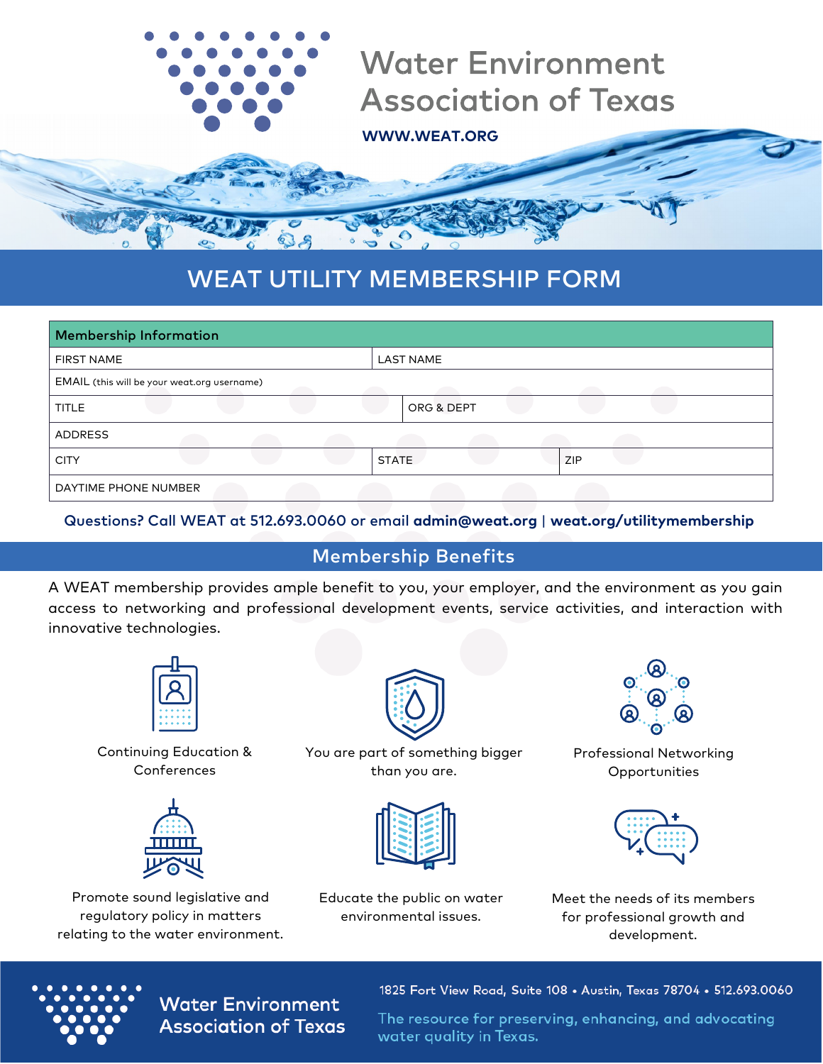# Water Environment Association of Texas

**WWW.WEAT.ORG**

## WEAT UTILITY MEMBERSHIP FORM

| Membership Information | | |
|---|---|---|
| FIRST NAME | LAST NAME | |
| EMAIL (this will be your weat.org username) | | |
| TITLE | ORG & DEPT | |
| ADDRESS | | |
| CITY | STATE | ZIP |
| DAYTIME PHONE NUMBER | | |

Questions? Call WEAT at 512.693.0060 or email **admin@weat.org** | **weat.org/utilitymembership**

## Membership Benefits

A WEAT membership provides ample benefit to you, your employer, and the environment as you gain access to networking and professional development events, service activities, and interaction with innovative technologies.

- Continuing Education & Conferences
- You are part of something bigger than you are.
- Professional Networking Opportunities
- Promote sound legislative and regulatory policy in matters relating to the water environment.
- Educate the public on water environmental issues.
- Meet the needs of its members for professional growth and development.

Water Environment Association of Texas

1825 Fort View Road, Suite 108 • Austin, Texas 78704 • 512.693.0060

The resource for preserving, enhancing, and advocating water quality in Texas.